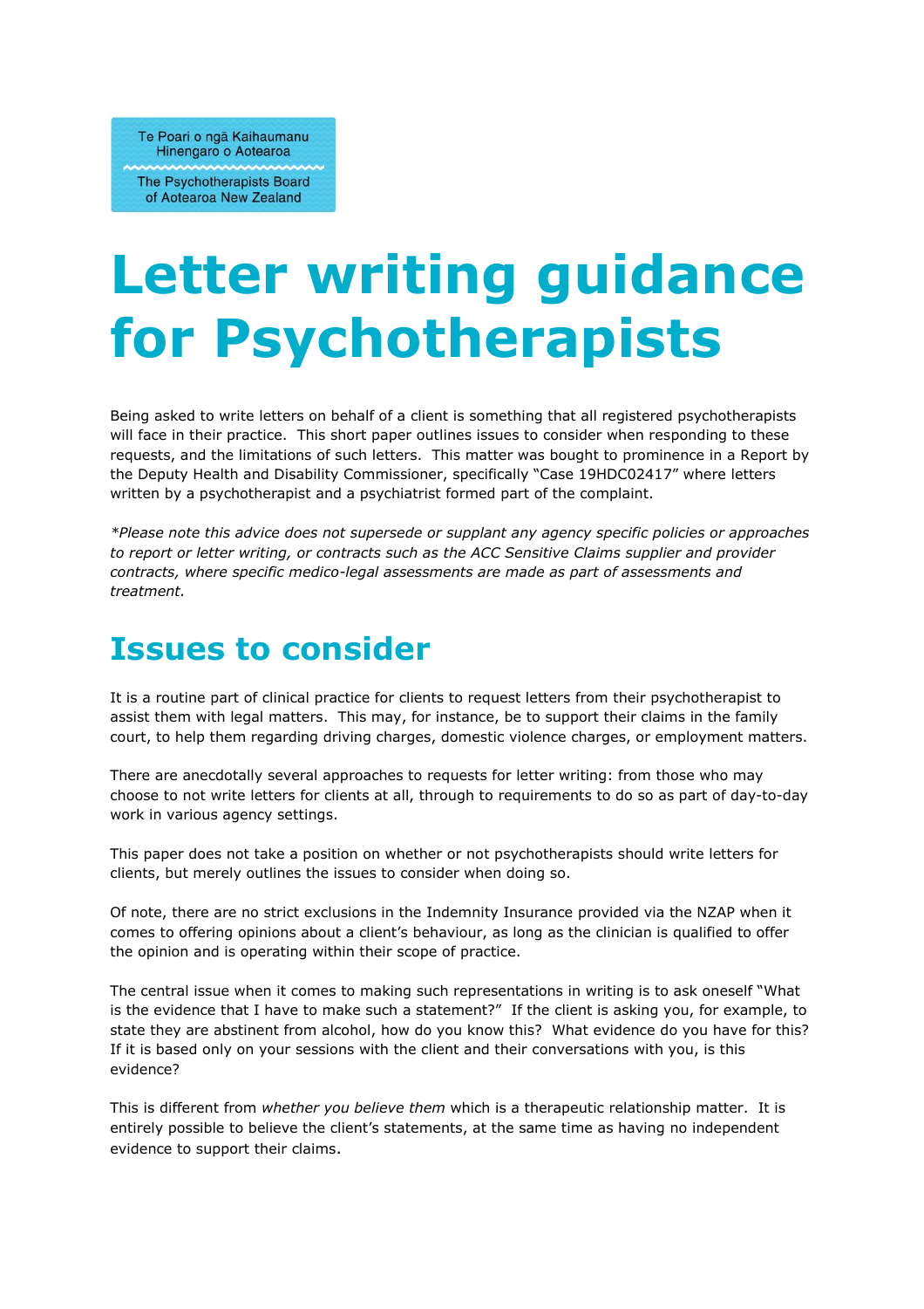Te Poari o ngā Kaihaumanu Hinengaro o Aotearoa

The Psychotherapists Board of Aotearoa New Zealand

# Letter writing guidance for Psychotherapists

Being asked to write letters on behalf of a client is something that all registered psychotherapists will face in their practice. This short paper outlines issues to consider when responding to these requests, and the limitations of such letters. This matter was bought to prominence in a Report by the Deputy Health and Disability Commissioner, specifically "Case 19HDC02417" where letters written by a psychotherapist and a psychiatrist formed part of the complaint.

*\*Please note this advice does not supersede or supplant any agency specific policies or approaches to report or letter writing, or contracts such as the ACC Sensitive Claims supplier and provider contracts, where specific medico-legal assessments are made as part of assessments and treatment.*

## Issues to consider

It is a routine part of clinical practice for clients to request letters from their psychotherapist to assist them with legal matters. This may, for instance, be to support their claims in the family court, to help them regarding driving charges, domestic violence charges, or employment matters.

There are anecdotally several approaches to requests for letter writing: from those who may choose to not write letters for clients at all, through to requirements to do so as part of day-to-day work in various agency settings.

This paper does not take a position on whether or not psychotherapists should write letters for clients, but merely outlines the issues to consider when doing so.

Of note, there are no strict exclusions in the Indemnity Insurance provided via the NZAP when it comes to offering opinions about a client's behaviour, as long as the clinician is qualified to offer the opinion and is operating within their scope of practice.

The central issue when it comes to making such representations in writing is to ask oneself "What is the evidence that I have to make such a statement?" If the client is asking you, for example, to state they are abstinent from alcohol, how do you know this? What evidence do you have for this? If it is based only on your sessions with the client and their conversations with you, is this evidence?

This is different from *whether you believe them* which is a therapeutic relationship matter. It is entirely possible to believe the client's statements, at the same time as having no independent evidence to support their claims.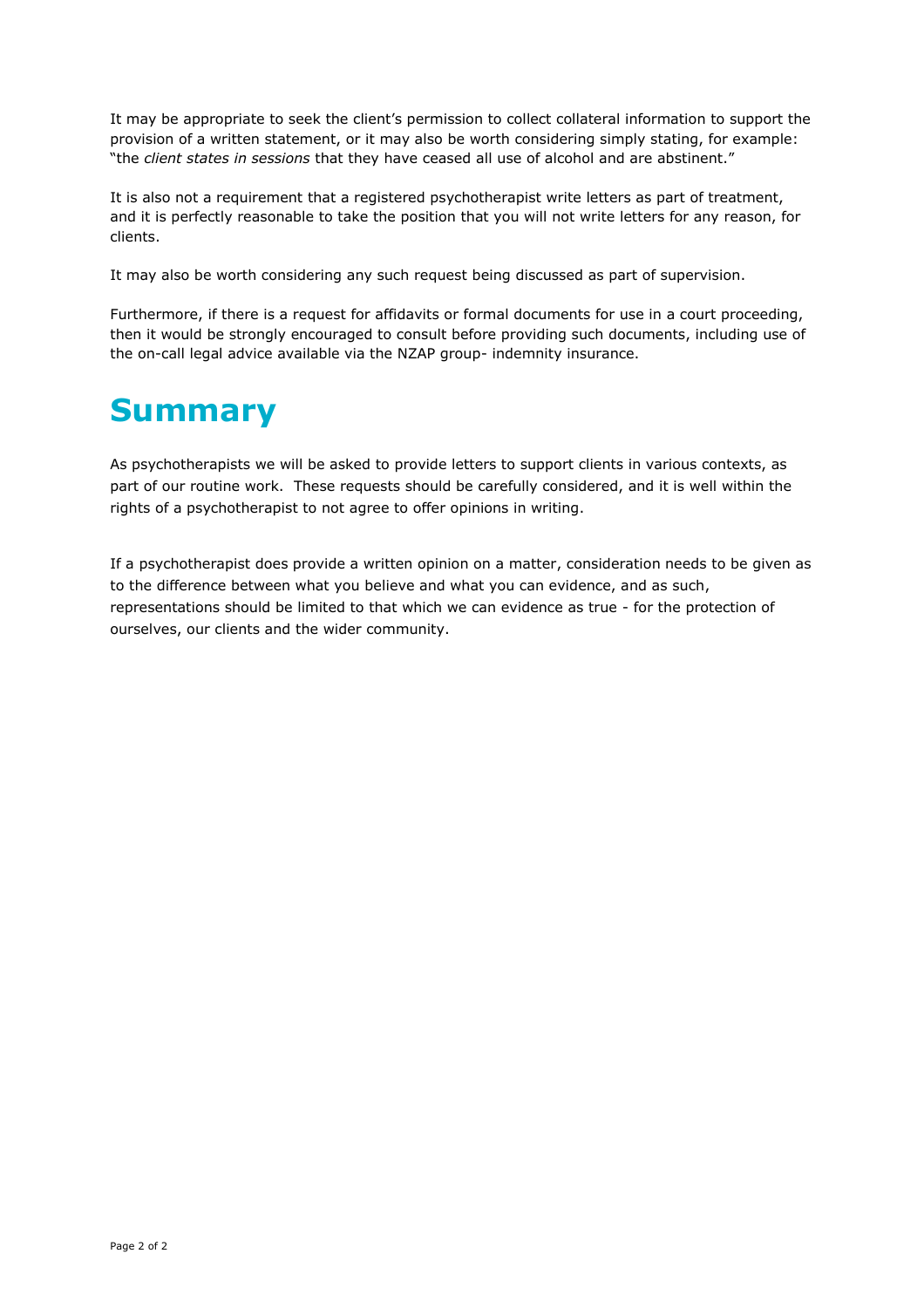It may be appropriate to seek the client's permission to collect collateral information to support the provision of a written statement, or it may also be worth considering simply stating, for example: "the *client states in sessions* that they have ceased all use of alcohol and are abstinent."

It is also not a requirement that a registered psychotherapist write letters as part of treatment, and it is perfectly reasonable to take the position that you will not write letters for any reason, for clients.

It may also be worth considering any such request being discussed as part of supervision.

Furthermore, if there is a request for affidavits or formal documents for use in a court proceeding, then it would be strongly encouraged to consult before providing such documents, including use of the on-call legal advice available via the NZAP group- indemnity insurance.

# Summary

As psychotherapists we will be asked to provide letters to support clients in various contexts, as part of our routine work. These requests should be carefully considered, and it is well within the rights of a psychotherapist to not agree to offer opinions in writing.

If a psychotherapist does provide a written opinion on a matter, consideration needs to be given as to the difference between what you believe and what you can evidence, and as such, representations should be limited to that which we can evidence as true - for the protection of ourselves, our clients and the wider community.